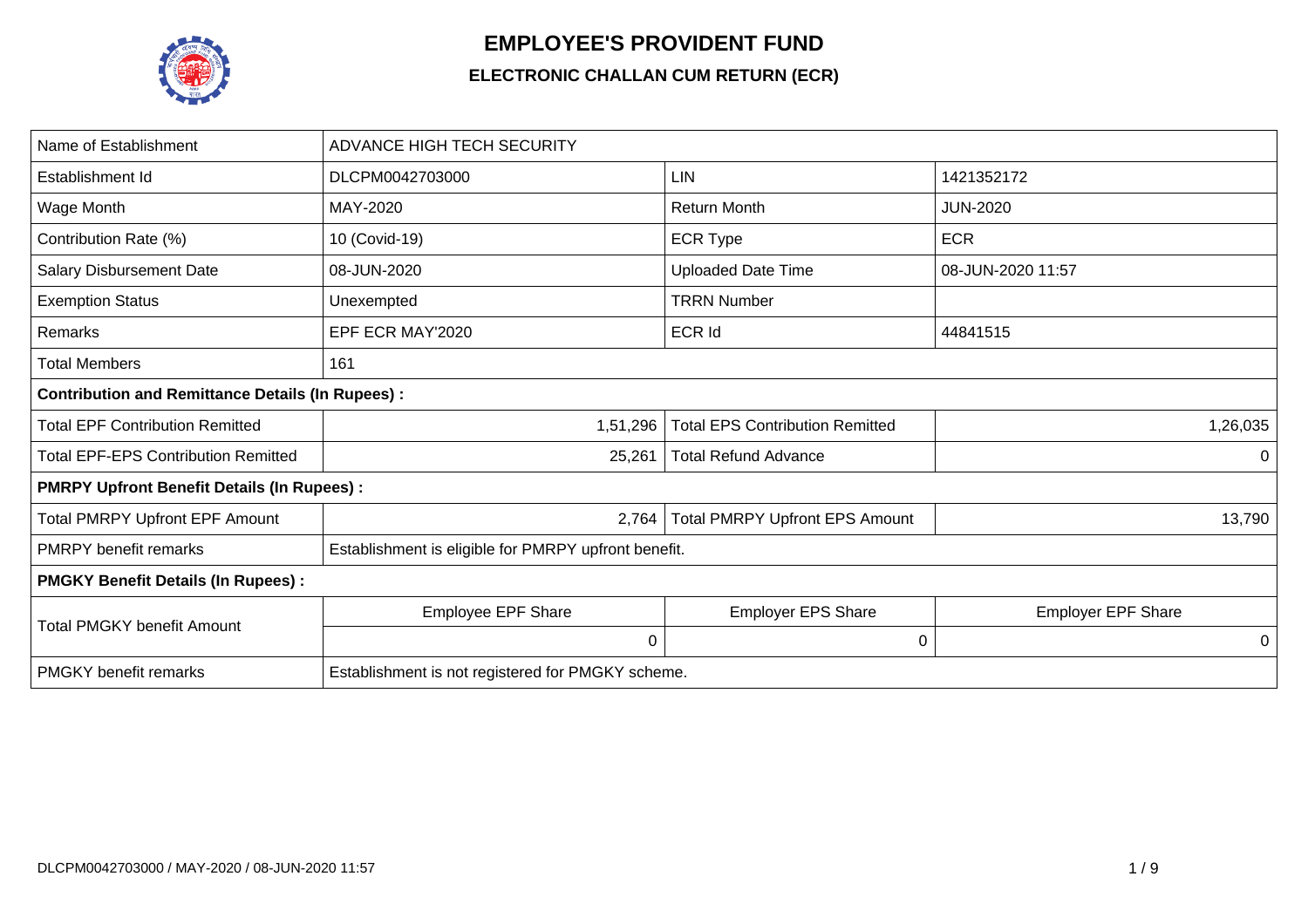# EMPLOYEE'S PROVIDENT FUND

## ELECTRONIC CHALLAN CUM RETURN (ECR)

| Name of Establishment | ADVANCE HIGH TECH SECURITY | | |
|---|---|---|---|
| Establishment Id | DLCPM0042703000 | LIN | 1421352172 |
| Wage Month | MAY-2020 | Return Month | JUN-2020 |
| Contribution Rate (%) | 10 (Covid-19) | ECR Type | ECR |
| Salary Disbursement Date | 08-JUN-2020 | Uploaded Date Time | 08-JUN-2020 11:57 |
| Exemption Status | Unexempted | TRRN Number | |
| Remarks | EPF ECR MAY'2020 | ECR Id | 44841515 |
| Total Members | 161 | | |
| **Contribution and Remittance Details (In Rupees) :** | | | |
| Total EPF Contribution Remitted | 1,51,296 | Total EPS Contribution Remitted | 1,26,035 |
| Total EPF-EPS Contribution Remitted | 25,261 | Total Refund Advance | 0 |
| **PMRPY Upfront Benefit Details (In Rupees) :** | | | |
| Total PMRPY Upfront EPF Amount | 2,764 | Total PMRPY Upfront EPS Amount | 13,790 |
| PMRPY benefit remarks | Establishment is eligible for PMRPY upfront benefit. | | |
| **PMGKY Benefit Details (In Rupees) :** | | | |
| Total PMGKY benefit Amount | Employee EPF Share | Employer EPS Share | Employer EPF Share |
| | 0 | 0 | 0 |
| PMGKY benefit remarks | Establishment is not registered for PMGKY scheme. | | |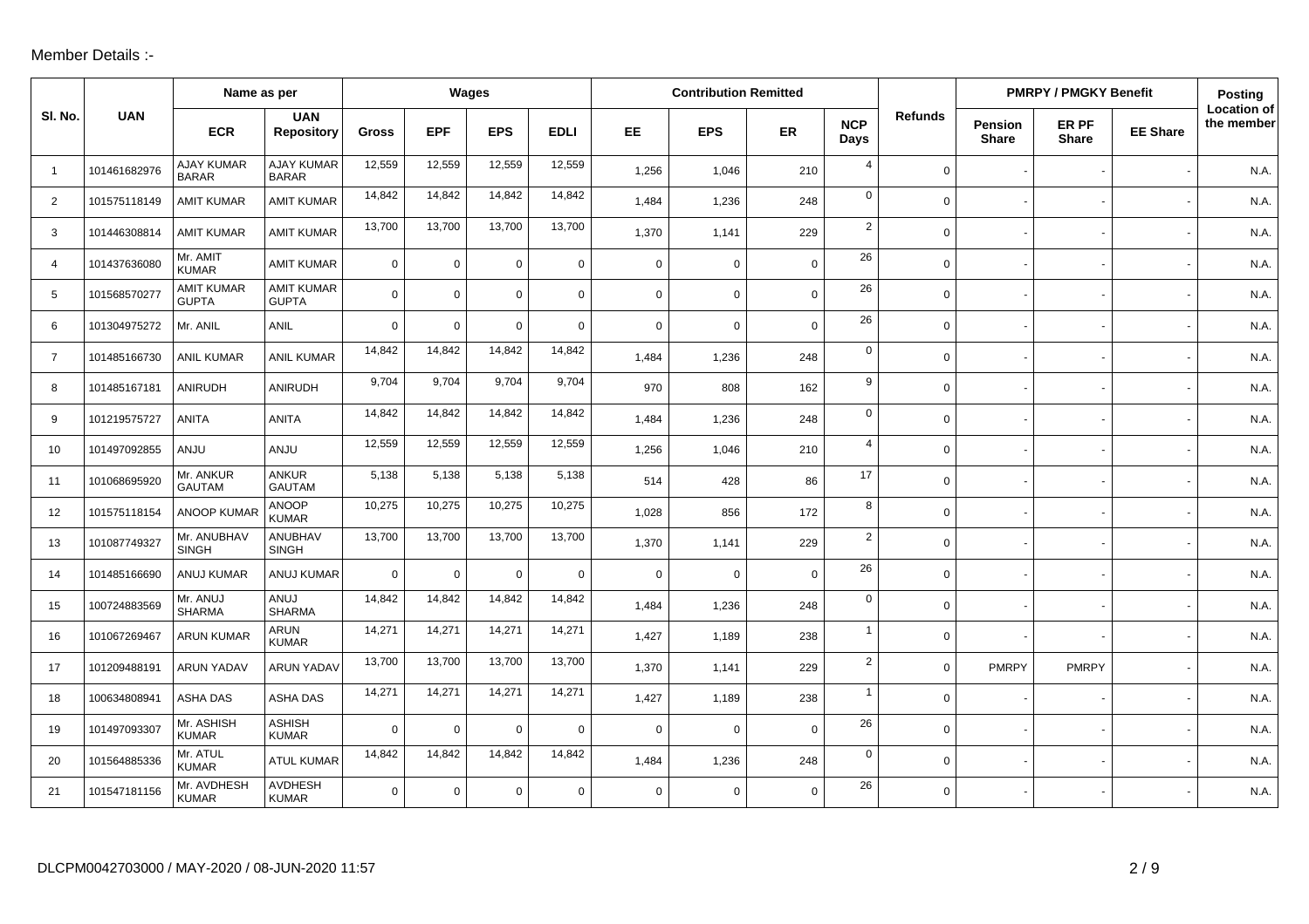Member Details :-

| Sl. No. | UAN | Name as per | | Wages | | | | Contribution Remitted | | | | Refunds | PMRPY / PMGKY Benefit | | | Posting Location of the member |
|---|---|---|---|---|---|---|---|---|---|---|---|---|---|---|---|---|
| | | ECR | UAN Repository | Gross | EPF | EPS | EDLI | EE | EPS | ER | NCP Days | | Pension Share | ER PF Share | EE Share | |
| 1 | 101461682976 | AJAY KUMAR BARAR | AJAY KUMAR BARAR | 12,559 | 12,559 | 12,559 | 12,559 | 1,256 | 1,046 | 210 | 4 | 0 | - | - | - | N.A. |
| 2 | 101575118149 | AMIT KUMAR | AMIT KUMAR | 14,842 | 14,842 | 14,842 | 14,842 | 1,484 | 1,236 | 248 | 0 | 0 | - | - | - | N.A. |
| 3 | 101446308814 | AMIT KUMAR | AMIT KUMAR | 13,700 | 13,700 | 13,700 | 13,700 | 1,370 | 1,141 | 229 | 2 | 0 | - | - | - | N.A. |
| 4 | 101437636080 | Mr. AMIT KUMAR | AMIT KUMAR | 0 | 0 | 0 | 0 | 0 | 0 | 0 | 26 | 0 | - | - | - | N.A. |
| 5 | 101568570277 | AMIT KUMAR GUPTA | AMIT KUMAR GUPTA | 0 | 0 | 0 | 0 | 0 | 0 | 0 | 26 | 0 | - | - | - | N.A. |
| 6 | 101304975272 | Mr. ANIL | ANIL | 0 | 0 | 0 | 0 | 0 | 0 | 0 | 26 | 0 | - | - | - | N.A. |
| 7 | 101485166730 | ANIL KUMAR | ANIL KUMAR | 14,842 | 14,842 | 14,842 | 14,842 | 1,484 | 1,236 | 248 | 0 | 0 | - | - | - | N.A. |
| 8 | 101485167181 | ANIRUDH | ANIRUDH | 9,704 | 9,704 | 9,704 | 9,704 | 970 | 808 | 162 | 9 | 0 | - | - | - | N.A. |
| 9 | 101219575727 | ANITA | ANITA | 14,842 | 14,842 | 14,842 | 14,842 | 1,484 | 1,236 | 248 | 0 | 0 | - | - | - | N.A. |
| 10 | 101497092855 | ANJU | ANJU | 12,559 | 12,559 | 12,559 | 12,559 | 1,256 | 1,046 | 210 | 4 | 0 | - | - | - | N.A. |
| 11 | 101068695920 | Mr. ANKUR GAUTAM | ANKUR GAUTAM | 5,138 | 5,138 | 5,138 | 5,138 | 514 | 428 | 86 | 17 | 0 | - | - | - | N.A. |
| 12 | 101575118154 | ANOOP KUMAR | ANOOP KUMAR | 10,275 | 10,275 | 10,275 | 10,275 | 1,028 | 856 | 172 | 8 | 0 | - | - | - | N.A. |
| 13 | 101087749327 | Mr. ANUBHAV SINGH | ANUBHAV SINGH | 13,700 | 13,700 | 13,700 | 13,700 | 1,370 | 1,141 | 229 | 2 | 0 | - | - | - | N.A. |
| 14 | 101485166690 | ANUJ KUMAR | ANUJ KUMAR | 0 | 0 | 0 | 0 | 0 | 0 | 0 | 26 | 0 | - | - | - | N.A. |
| 15 | 100724883569 | Mr. ANUJ SHARMA | ANUJ SHARMA | 14,842 | 14,842 | 14,842 | 14,842 | 1,484 | 1,236 | 248 | 0 | 0 | - | - | - | N.A. |
| 16 | 101067269467 | ARUN KUMAR | ARUN KUMAR | 14,271 | 14,271 | 14,271 | 14,271 | 1,427 | 1,189 | 238 | 1 | 0 | - | - | - | N.A. |
| 17 | 101209488191 | ARUN YADAV | ARUN YADAV | 13,700 | 13,700 | 13,700 | 13,700 | 1,370 | 1,141 | 229 | 2 | 0 | PMRPY | PMRPY | - | N.A. |
| 18 | 100634808941 | ASHA DAS | ASHA DAS | 14,271 | 14,271 | 14,271 | 14,271 | 1,427 | 1,189 | 238 | 1 | 0 | - | - | - | N.A. |
| 19 | 101497093307 | Mr. ASHISH KUMAR | ASHISH KUMAR | 0 | 0 | 0 | 0 | 0 | 0 | 0 | 26 | 0 | - | - | - | N.A. |
| 20 | 101564885336 | Mr. ATUL KUMAR | ATUL KUMAR | 14,842 | 14,842 | 14,842 | 14,842 | 1,484 | 1,236 | 248 | 0 | 0 | - | - | - | N.A. |
| 21 | 101547181156 | Mr. AVDHESH KUMAR | AVDHESH KUMAR | 0 | 0 | 0 | 0 | 0 | 0 | 0 | 26 | 0 | - | - | - | N.A. |

DLCPM0042703000 / MAY-2020 / 08-JUN-2020 11:57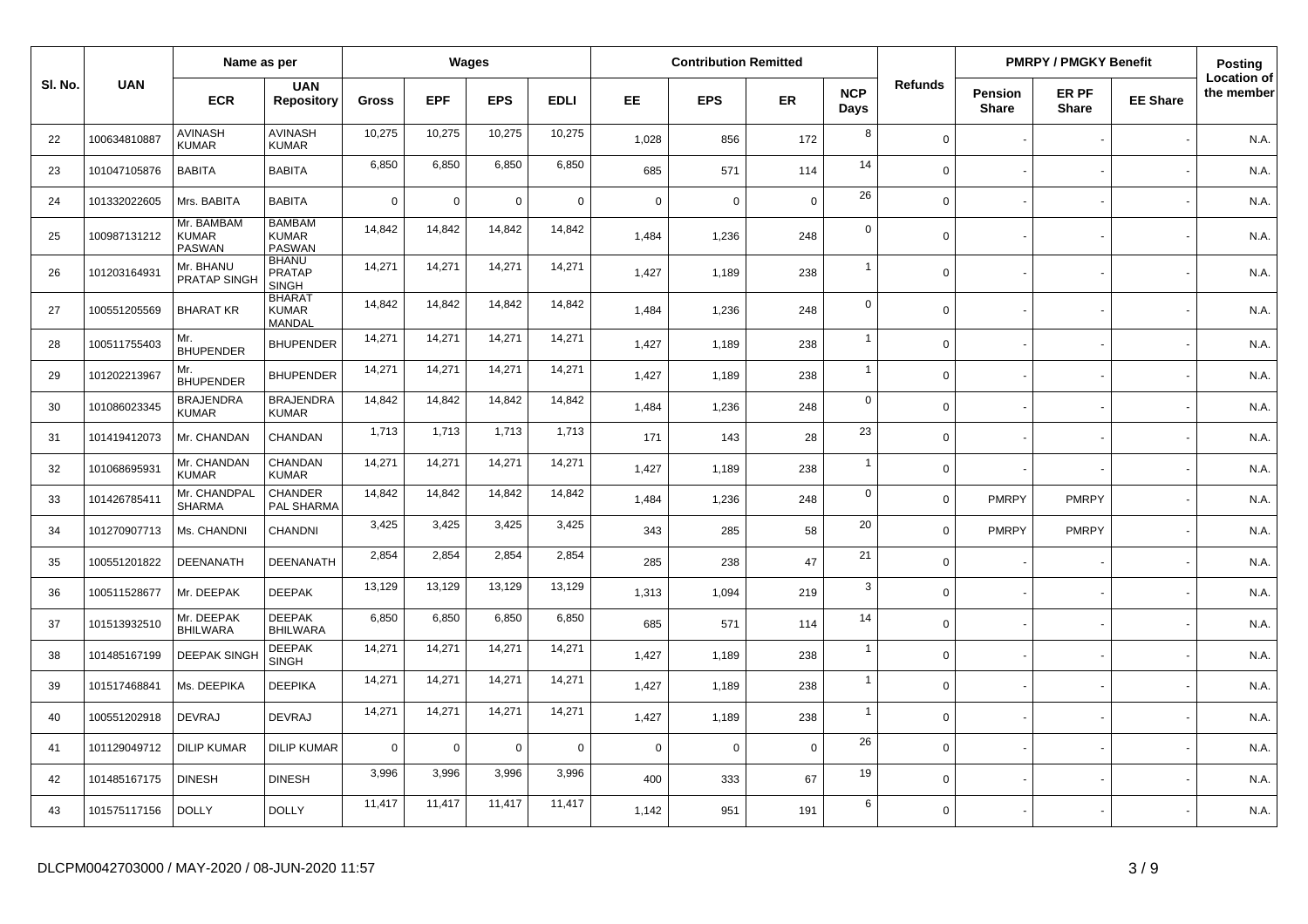| Sl. No. | UAN | Name as per | | Wages | | | | Contribution Remitted | | | | Refunds | PMRPY / PMGKY Benefit | | | Posting Location of the member |
|---|---|---|---|---|---|---|---|---|---|---|---|---|---|---|---|---|
| | | ECR | UAN Repository | Gross | EPF | EPS | EDLI | EE | EPS | ER | NCP Days | | Pension Share | ER PF Share | EE Share | |
| 22 | 100634810887 | AVINASH KUMAR | AVINASH KUMAR | 10,275 | 10,275 | 10,275 | 10,275 | 1,028 | 856 | 172 | 8 | 0 | - | - | - | N.A. |
| 23 | 101047105876 | BABITA | BABITA | 6,850 | 6,850 | 6,850 | 6,850 | 685 | 571 | 114 | 14 | 0 | - | - | - | N.A. |
| 24 | 101332022605 | Mrs. BABITA | BABITA | 0 | 0 | 0 | 0 | 0 | 0 | 0 | 26 | 0 | - | - | - | N.A. |
| 25 | 100987131212 | Mr. BAMBAM KUMAR PASWAN | BAMBAM KUMAR PASWAN | 14,842 | 14,842 | 14,842 | 14,842 | 1,484 | 1,236 | 248 | 0 | 0 | - | - | - | N.A. |
| 26 | 101203164931 | Mr. BHANU PRATAP SINGH | BHANU PRATAP SINGH | 14,271 | 14,271 | 14,271 | 14,271 | 1,427 | 1,189 | 238 | 1 | 0 | - | - | - | N.A. |
| 27 | 100551205569 | BHARAT KR | BHARAT KUMAR MANDAL | 14,842 | 14,842 | 14,842 | 14,842 | 1,484 | 1,236 | 248 | 0 | 0 | - | - | - | N.A. |
| 28 | 100511755403 | Mr. BHUPENDER | BHUPENDER | 14,271 | 14,271 | 14,271 | 14,271 | 1,427 | 1,189 | 238 | 1 | 0 | - | - | - | N.A. |
| 29 | 101202213967 | Mr. BHUPENDER | BHUPENDER | 14,271 | 14,271 | 14,271 | 14,271 | 1,427 | 1,189 | 238 | 1 | 0 | - | - | - | N.A. |
| 30 | 101086023345 | BRAJENDRA KUMAR | BRAJENDRA KUMAR | 14,842 | 14,842 | 14,842 | 14,842 | 1,484 | 1,236 | 248 | 0 | 0 | - | - | - | N.A. |
| 31 | 101419412073 | Mr. CHANDAN | CHANDAN | 1,713 | 1,713 | 1,713 | 1,713 | 171 | 143 | 28 | 23 | 0 | - | - | - | N.A. |
| 32 | 101068695931 | Mr. CHANDAN KUMAR | CHANDAN KUMAR | 14,271 | 14,271 | 14,271 | 14,271 | 1,427 | 1,189 | 238 | 1 | 0 | - | - | - | N.A. |
| 33 | 101426785411 | Mr. CHANDPAL SHARMA | CHANDER PAL SHARMA | 14,842 | 14,842 | 14,842 | 14,842 | 1,484 | 1,236 | 248 | 0 | 0 | PMRPY | PMRPY | - | N.A. |
| 34 | 101270907713 | Ms. CHANDNI | CHANDNI | 3,425 | 3,425 | 3,425 | 3,425 | 343 | 285 | 58 | 20 | 0 | PMRPY | PMRPY | - | N.A. |
| 35 | 100551201822 | DEENANATH | DEENANATH | 2,854 | 2,854 | 2,854 | 2,854 | 285 | 238 | 47 | 21 | 0 | - | - | - | N.A. |
| 36 | 100511528677 | Mr. DEEPAK | DEEPAK | 13,129 | 13,129 | 13,129 | 13,129 | 1,313 | 1,094 | 219 | 3 | 0 | - | - | - | N.A. |
| 37 | 101513932510 | Mr. DEEPAK BHILWARA | DEEPAK BHILWARA | 6,850 | 6,850 | 6,850 | 6,850 | 685 | 571 | 114 | 14 | 0 | - | - | - | N.A. |
| 38 | 101485167199 | DEEPAK SINGH | DEEPAK SINGH | 14,271 | 14,271 | 14,271 | 14,271 | 1,427 | 1,189 | 238 | 1 | 0 | - | - | - | N.A. |
| 39 | 101517468841 | Ms. DEEPIKA | DEEPIKA | 14,271 | 14,271 | 14,271 | 14,271 | 1,427 | 1,189 | 238 | 1 | 0 | - | - | - | N.A. |
| 40 | 100551202918 | DEVRAJ | DEVRAJ | 14,271 | 14,271 | 14,271 | 14,271 | 1,427 | 1,189 | 238 | 1 | 0 | - | - | - | N.A. |
| 41 | 101129049712 | DILIP KUMAR | DILIP KUMAR | 0 | 0 | 0 | 0 | 0 | 0 | 0 | 26 | 0 | - | - | - | N.A. |
| 42 | 101485167175 | DINESH | DINESH | 3,996 | 3,996 | 3,996 | 3,996 | 400 | 333 | 67 | 19 | 0 | - | - | - | N.A. |
| 43 | 101575117156 | DOLLY | DOLLY | 11,417 | 11,417 | 11,417 | 11,417 | 1,142 | 951 | 191 | 6 | 0 | - | - | - | N.A. |

DLCPM0042703000 / MAY-2020 / 08-JUN-2020 11:57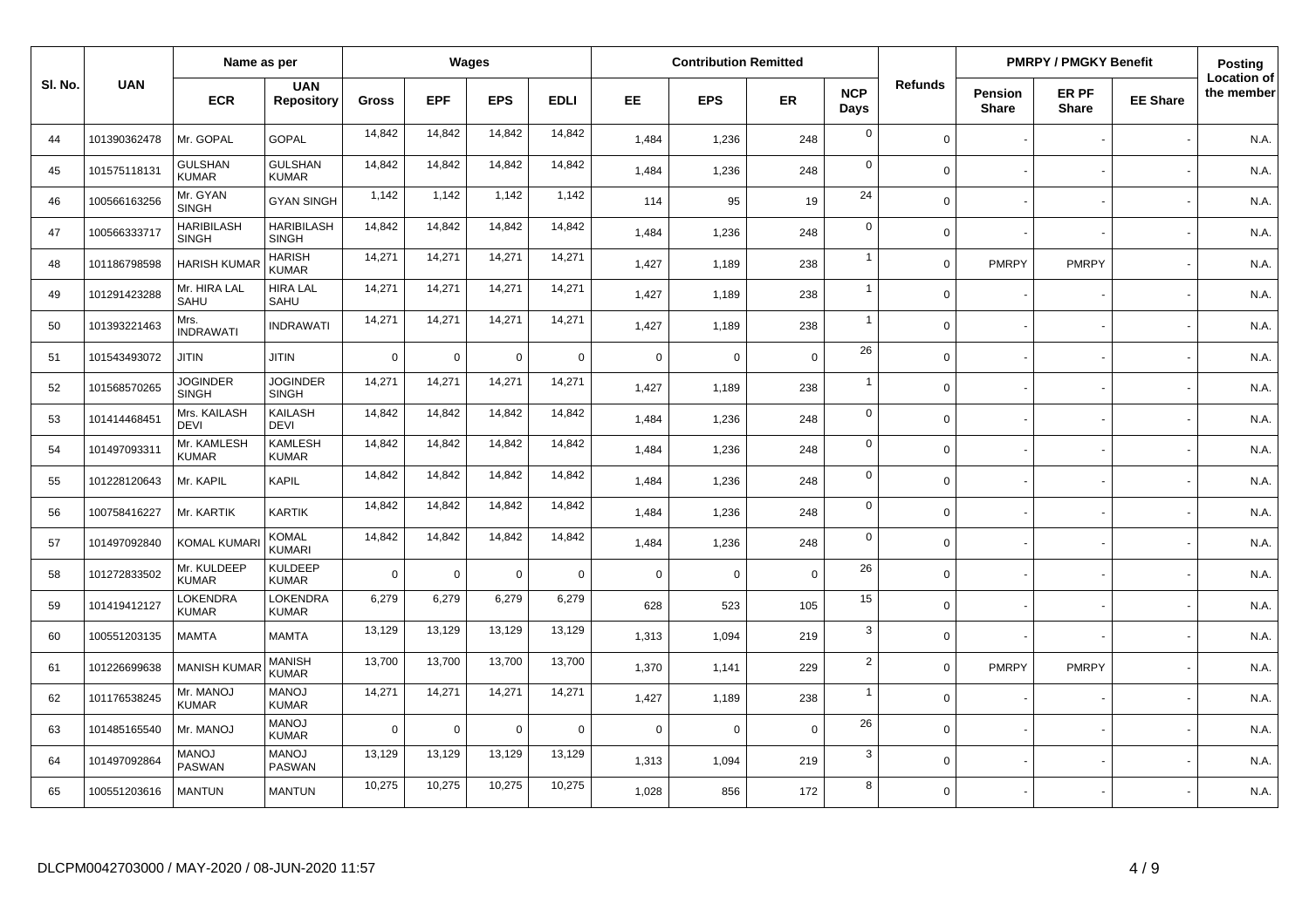| Sl. No. | UAN | Name as per | | Wages | | | | Contribution Remitted | | | | Refunds | PMRPY / PMGKY Benefit | | | Posting Location of the member |
|---|---|---|---|---|---|---|---|---|---|---|---|---|---|---|---|---|
| | | ECR | UAN Repository | Gross | EPF | EPS | EDLI | EE | EPS | ER | NCP Days | | Pension Share | ER PF Share | EE Share | |
| 44 | 101390362478 | Mr. GOPAL | GOPAL | 14,842 | 14,842 | 14,842 | 14,842 | 1,484 | 1,236 | 248 | 0 | 0 | - | - | - | N.A. |
| 45 | 101575118131 | GULSHAN KUMAR | GULSHAN KUMAR | 14,842 | 14,842 | 14,842 | 14,842 | 1,484 | 1,236 | 248 | 0 | 0 | - | - | - | N.A. |
| 46 | 100566163256 | Mr. GYAN SINGH | GYAN SINGH | 1,142 | 1,142 | 1,142 | 1,142 | 114 | 95 | 19 | 24 | 0 | - | - | - | N.A. |
| 47 | 100566333717 | HARIBILASH SINGH | HARIBILASH SINGH | 14,842 | 14,842 | 14,842 | 14,842 | 1,484 | 1,236 | 248 | 0 | 0 | - | - | - | N.A. |
| 48 | 101186798598 | HARISH KUMAR | HARISH KUMAR | 14,271 | 14,271 | 14,271 | 14,271 | 1,427 | 1,189 | 238 | 1 | 0 | PMRPY | PMRPY | - | N.A. |
| 49 | 101291423288 | Mr. HIRA LAL SAHU | HIRA LAL SAHU | 14,271 | 14,271 | 14,271 | 14,271 | 1,427 | 1,189 | 238 | 1 | 0 | - | - | - | N.A. |
| 50 | 101393221463 | Mrs. INDRAWATI | INDRAWATI | 14,271 | 14,271 | 14,271 | 14,271 | 1,427 | 1,189 | 238 | 1 | 0 | - | - | - | N.A. |
| 51 | 101543493072 | JITIN | JITIN | 0 | 0 | 0 | 0 | 0 | 0 | 0 | 26 | 0 | - | - | - | N.A. |
| 52 | 101568570265 | JOGINDER SINGH | JOGINDER SINGH | 14,271 | 14,271 | 14,271 | 14,271 | 1,427 | 1,189 | 238 | 1 | 0 | - | - | - | N.A. |
| 53 | 101414468451 | Mrs. KAILASH DEVI | KAILASH DEVI | 14,842 | 14,842 | 14,842 | 14,842 | 1,484 | 1,236 | 248 | 0 | 0 | - | - | - | N.A. |
| 54 | 101497093311 | Mr. KAMLESH KUMAR | KAMLESH KUMAR | 14,842 | 14,842 | 14,842 | 14,842 | 1,484 | 1,236 | 248 | 0 | 0 | - | - | - | N.A. |
| 55 | 101228120643 | Mr. KAPIL | KAPIL | 14,842 | 14,842 | 14,842 | 14,842 | 1,484 | 1,236 | 248 | 0 | 0 | - | - | - | N.A. |
| 56 | 100758416227 | Mr. KARTIK | KARTIK | 14,842 | 14,842 | 14,842 | 14,842 | 1,484 | 1,236 | 248 | 0 | 0 | - | - | - | N.A. |
| 57 | 101497092840 | KOMAL KUMARI | KOMAL KUMARI | 14,842 | 14,842 | 14,842 | 14,842 | 1,484 | 1,236 | 248 | 0 | 0 | - | - | - | N.A. |
| 58 | 101272833502 | Mr. KULDEEP KUMAR | KULDEEP KUMAR | 0 | 0 | 0 | 0 | 0 | 0 | 0 | 26 | 0 | - | - | - | N.A. |
| 59 | 101419412127 | LOKENDRA KUMAR | LOKENDRA KUMAR | 6,279 | 6,279 | 6,279 | 6,279 | 628 | 523 | 105 | 15 | 0 | - | - | - | N.A. |
| 60 | 100551203135 | MAMTA | MAMTA | 13,129 | 13,129 | 13,129 | 13,129 | 1,313 | 1,094 | 219 | 3 | 0 | - | - | - | N.A. |
| 61 | 101226699638 | MANISH KUMAR | MANISH KUMAR | 13,700 | 13,700 | 13,700 | 13,700 | 1,370 | 1,141 | 229 | 2 | 0 | PMRPY | PMRPY | - | N.A. |
| 62 | 101176538245 | Mr. MANOJ KUMAR | MANOJ KUMAR | 14,271 | 14,271 | 14,271 | 14,271 | 1,427 | 1,189 | 238 | 1 | 0 | - | - | - | N.A. |
| 63 | 101485165540 | Mr. MANOJ | MANOJ KUMAR | 0 | 0 | 0 | 0 | 0 | 0 | 0 | 26 | 0 | - | - | - | N.A. |
| 64 | 101497092864 | MANOJ PASWAN | MANOJ PASWAN | 13,129 | 13,129 | 13,129 | 13,129 | 1,313 | 1,094 | 219 | 3 | 0 | - | - | - | N.A. |
| 65 | 100551203616 | MANTUN | MANTUN | 10,275 | 10,275 | 10,275 | 10,275 | 1,028 | 856 | 172 | 8 | 0 | - | - | - | N.A. |

DLCPM0042703000 / MAY-2020 / 08-JUN-2020 11:57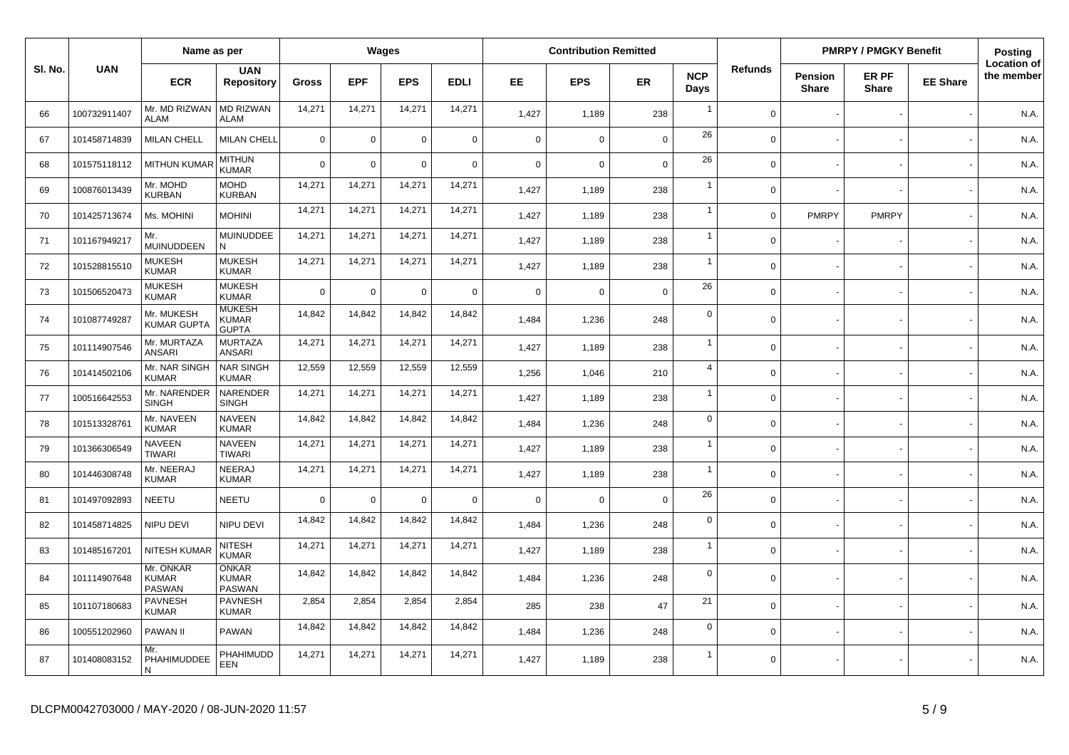| Sl. No. | UAN | Name as per | | Wages | | | | Contribution Remitted | | | | Refunds | PMRPY / PMGKY Benefit | | | Posting Location of the member |
|---|---|---|---|---|---|---|---|---|---|---|---|---|---|---|---|---|
| | | ECR | UAN Repository | Gross | EPF | EPS | EDLI | EE | EPS | ER | NCP Days | | Pension Share | ER PF Share | EE Share | |
| 66 | 100732911407 | Mr. MD RIZWAN ALAM | MD RIZWAN ALAM | 14,271 | 14,271 | 14,271 | 14,271 | 1,427 | 1,189 | 238 | 1 | 0 | - | - | - | N.A. |
| 67 | 101458714839 | MILAN CHELL | MILAN CHELL | 0 | 0 | 0 | 0 | 0 | 0 | 0 | 26 | 0 | - | - | - | N.A. |
| 68 | 101575118112 | MITHUN KUMAR | MITHUN KUMAR | 0 | 0 | 0 | 0 | 0 | 0 | 0 | 26 | 0 | - | - | - | N.A. |
| 69 | 100876013439 | Mr. MOHD KURBAN | MOHD KURBAN | 14,271 | 14,271 | 14,271 | 14,271 | 1,427 | 1,189 | 238 | 1 | 0 | - | - | - | N.A. |
| 70 | 101425713674 | Ms. MOHINI | MOHINI | 14,271 | 14,271 | 14,271 | 14,271 | 1,427 | 1,189 | 238 | 1 | 0 | PMRPY | PMRPY | - | N.A. |
| 71 | 101167949217 | Mr. MUINUDDEEN | MUINUDDEE N | 14,271 | 14,271 | 14,271 | 14,271 | 1,427 | 1,189 | 238 | 1 | 0 | - | - | - | N.A. |
| 72 | 101528815510 | MUKESH KUMAR | MUKESH KUMAR | 14,271 | 14,271 | 14,271 | 14,271 | 1,427 | 1,189 | 238 | 1 | 0 | - | - | - | N.A. |
| 73 | 101506520473 | MUKESH KUMAR | MUKESH KUMAR | 0 | 0 | 0 | 0 | 0 | 0 | 0 | 26 | 0 | - | - | - | N.A. |
| 74 | 101087749287 | Mr. MUKESH KUMAR GUPTA | MUKESH KUMAR GUPTA | 14,842 | 14,842 | 14,842 | 14,842 | 1,484 | 1,236 | 248 | 0 | 0 | - | - | - | N.A. |
| 75 | 101114907546 | Mr. MURTAZA ANSARI | MURTAZA ANSARI | 14,271 | 14,271 | 14,271 | 14,271 | 1,427 | 1,189 | 238 | 1 | 0 | - | - | - | N.A. |
| 76 | 101414502106 | Mr. NAR SINGH KUMAR | NAR SINGH KUMAR | 12,559 | 12,559 | 12,559 | 12,559 | 1,256 | 1,046 | 210 | 4 | 0 | - | - | - | N.A. |
| 77 | 100516642553 | Mr. NARENDER SINGH | NARENDER SINGH | 14,271 | 14,271 | 14,271 | 14,271 | 1,427 | 1,189 | 238 | 1 | 0 | - | - | - | N.A. |
| 78 | 101513328761 | Mr. NAVEEN KUMAR | NAVEEN KUMAR | 14,842 | 14,842 | 14,842 | 14,842 | 1,484 | 1,236 | 248 | 0 | 0 | - | - | - | N.A. |
| 79 | 101366306549 | NAVEEN TIWARI | NAVEEN TIWARI | 14,271 | 14,271 | 14,271 | 14,271 | 1,427 | 1,189 | 238 | 1 | 0 | - | - | - | N.A. |
| 80 | 101446308748 | Mr. NEERAJ KUMAR | NEERAJ KUMAR | 14,271 | 14,271 | 14,271 | 14,271 | 1,427 | 1,189 | 238 | 1 | 0 | - | - | - | N.A. |
| 81 | 101497092893 | NEETU | NEETU | 0 | 0 | 0 | 0 | 0 | 0 | 0 | 26 | 0 | - | - | - | N.A. |
| 82 | 101458714825 | NIPU DEVI | NIPU DEVI | 14,842 | 14,842 | 14,842 | 14,842 | 1,484 | 1,236 | 248 | 0 | 0 | - | - | - | N.A. |
| 83 | 101485167201 | NITESH KUMAR | NITESH KUMAR | 14,271 | 14,271 | 14,271 | 14,271 | 1,427 | 1,189 | 238 | 1 | 0 | - | - | - | N.A. |
| 84 | 101114907648 | Mr. ONKAR KUMAR PASWAN | ONKAR KUMAR PASWAN | 14,842 | 14,842 | 14,842 | 14,842 | 1,484 | 1,236 | 248 | 0 | 0 | - | - | - | N.A. |
| 85 | 101107180683 | PAVNESH KUMAR | PAVNESH KUMAR | 2,854 | 2,854 | 2,854 | 2,854 | 285 | 238 | 47 | 21 | 0 | - | - | - | N.A. |
| 86 | 100551202960 | PAWAN II | PAWAN | 14,842 | 14,842 | 14,842 | 14,842 | 1,484 | 1,236 | 248 | 0 | 0 | - | - | - | N.A. |
| 87 | 101408083152 | Mr. PHAHIMUDDEE N | PHAHIMUDD EEN | 14,271 | 14,271 | 14,271 | 14,271 | 1,427 | 1,189 | 238 | 1 | 0 | - | - | - | N.A. |

DLCPM0042703000 / MAY-2020 / 08-JUN-2020 11:57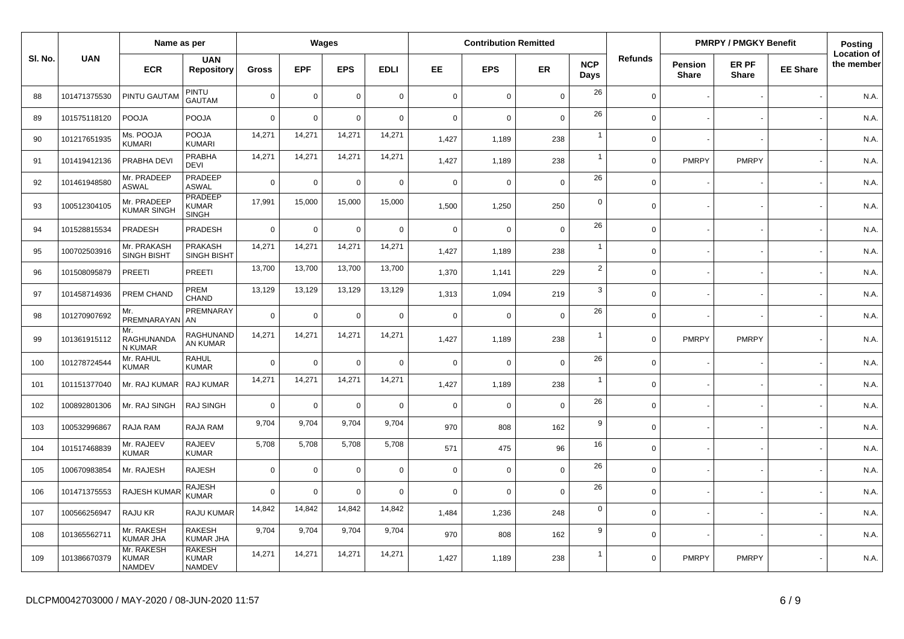| Sl. No. | UAN | Name as per | | Wages | | | | Contribution Remitted | | | | Refunds | PMRPY / PMGKY Benefit | | | Posting Location of the member |
|---|---|---|---|---|---|---|---|---|---|---|---|---|---|---|---|---|
| | | ECR | UAN Repository | Gross | EPF | EPS | EDLI | EE | EPS | ER | NCP Days | | Pension Share | ER PF Share | EE Share | |
| 88 | 101471375530 | PINTU GAUTAM | PINTU GAUTAM | 0 | 0 | 0 | 0 | 0 | 0 | 0 | 26 | 0 | - | - | - | N.A. |
| 89 | 101575118120 | POOJA | POOJA | 0 | 0 | 0 | 0 | 0 | 0 | 0 | 26 | 0 | - | - | - | N.A. |
| 90 | 101217651935 | Ms. POOJA KUMARI | POOJA KUMARI | 14,271 | 14,271 | 14,271 | 14,271 | 1,427 | 1,189 | 238 | 1 | 0 | - | - | - | N.A. |
| 91 | 101419412136 | PRABHA DEVI | PRABHA DEVI | 14,271 | 14,271 | 14,271 | 14,271 | 1,427 | 1,189 | 238 | 1 | 0 | PMRPY | PMRPY | - | N.A. |
| 92 | 101461948580 | Mr. PRADEEP ASWAL | PRADEEP ASWAL | 0 | 0 | 0 | 0 | 0 | 0 | 0 | 26 | 0 | - | - | - | N.A. |
| 93 | 100512304105 | Mr. PRADEEP KUMAR SINGH | PRADEEP KUMAR SINGH | 17,991 | 15,000 | 15,000 | 15,000 | 1,500 | 1,250 | 250 | 0 | 0 | - | - | - | N.A. |
| 94 | 101528815534 | PRADESH | PRADESH | 0 | 0 | 0 | 0 | 0 | 0 | 0 | 26 | 0 | - | - | - | N.A. |
| 95 | 100702503916 | Mr. PRAKASH SINGH BISHT | PRAKASH SINGH BISHT | 14,271 | 14,271 | 14,271 | 14,271 | 1,427 | 1,189 | 238 | 1 | 0 | - | - | - | N.A. |
| 96 | 101508095879 | PREETI | PREETI | 13,700 | 13,700 | 13,700 | 13,700 | 1,370 | 1,141 | 229 | 2 | 0 | - | - | - | N.A. |
| 97 | 101458714936 | PREM CHAND | PREM CHAND | 13,129 | 13,129 | 13,129 | 13,129 | 1,313 | 1,094 | 219 | 3 | 0 | - | - | - | N.A. |
| 98 | 101270907692 | Mr. PREMNARAYAN | PREMNARAYAN | 0 | 0 | 0 | 0 | 0 | 0 | 0 | 26 | 0 | - | - | - | N.A. |
| 99 | 101361915112 | Mr. RAGHUNANDAN KUMAR | RAGHUNANDAN KUMAR | 14,271 | 14,271 | 14,271 | 14,271 | 1,427 | 1,189 | 238 | 1 | 0 | PMRPY | PMRPY | - | N.A. |
| 100 | 101278724544 | Mr. RAHUL KUMAR | RAHUL KUMAR | 0 | 0 | 0 | 0 | 0 | 0 | 0 | 26 | 0 | - | - | - | N.A. |
| 101 | 101151377040 | Mr. RAJ KUMAR | RAJ KUMAR | 14,271 | 14,271 | 14,271 | 14,271 | 1,427 | 1,189 | 238 | 1 | 0 | - | - | - | N.A. |
| 102 | 100892801306 | Mr. RAJ SINGH | RAJ SINGH | 0 | 0 | 0 | 0 | 0 | 0 | 0 | 26 | 0 | - | - | - | N.A. |
| 103 | 100532996867 | RAJA RAM | RAJA RAM | 9,704 | 9,704 | 9,704 | 9,704 | 970 | 808 | 162 | 9 | 0 | - | - | - | N.A. |
| 104 | 101517468839 | Mr. RAJEEV KUMAR | RAJEEV KUMAR | 5,708 | 5,708 | 5,708 | 5,708 | 571 | 475 | 96 | 16 | 0 | - | - | - | N.A. |
| 105 | 100670983854 | Mr. RAJESH | RAJESH | 0 | 0 | 0 | 0 | 0 | 0 | 0 | 26 | 0 | - | - | - | N.A. |
| 106 | 101471375553 | RAJESH KUMAR | RAJESH KUMAR | 0 | 0 | 0 | 0 | 0 | 0 | 0 | 26 | 0 | - | - | - | N.A. |
| 107 | 100566256947 | RAJU KR | RAJU KUMAR | 14,842 | 14,842 | 14,842 | 14,842 | 1,484 | 1,236 | 248 | 0 | 0 | - | - | - | N.A. |
| 108 | 101365562711 | Mr. RAKESH KUMAR JHA | RAKESH KUMAR JHA | 9,704 | 9,704 | 9,704 | 9,704 | 970 | 808 | 162 | 9 | 0 | - | - | - | N.A. |
| 109 | 101386670379 | Mr. RAKESH KUMAR NAMDEV | RAKESH KUMAR NAMDEV | 14,271 | 14,271 | 14,271 | 14,271 | 1,427 | 1,189 | 238 | 1 | 0 | PMRPY | PMRPY | - | N.A. |

DLCPM0042703000 / MAY-2020 / 08-JUN-2020 11:57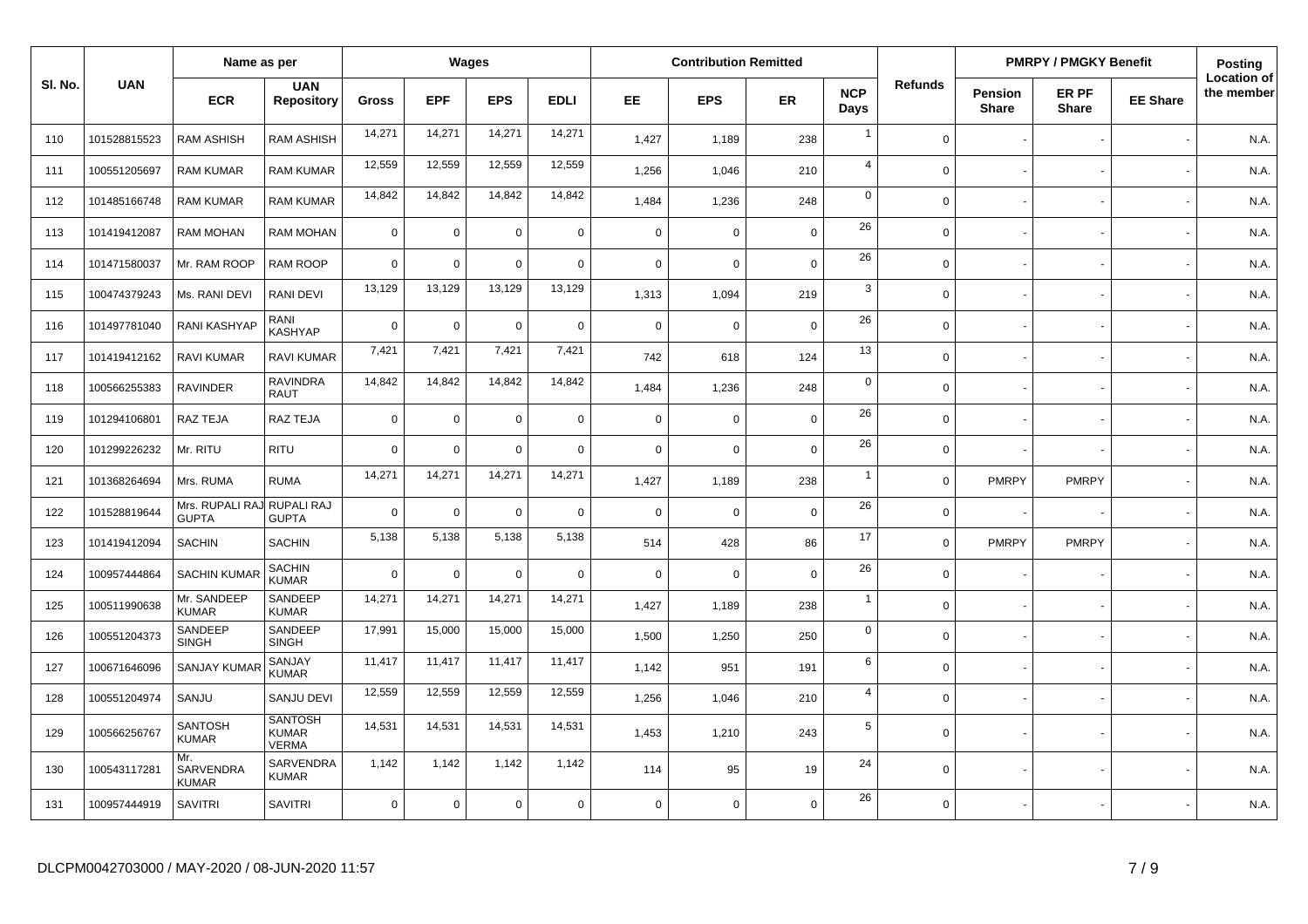| Sl. No. | UAN | Name as per | | Wages | | | | Contribution Remitted | | | | Refunds | PMRPY / PMGKY Benefit | | | Posting Location of the member |
|---|---|---|---|---|---|---|---|---|---|---|---|---|---|---|---|---|
| | | ECR | UAN Repository | Gross | EPF | EPS | EDLI | EE | EPS | ER | NCP Days | | Pension Share | ER PF Share | EE Share | |
| 110 | 101528815523 | RAM ASHISH | RAM ASHISH | 14,271 | 14,271 | 14,271 | 14,271 | 1,427 | 1,189 | 238 | 1 | 0 | - | - | - | N.A. |
| 111 | 100551205697 | RAM KUMAR | RAM KUMAR | 12,559 | 12,559 | 12,559 | 12,559 | 1,256 | 1,046 | 210 | 4 | 0 | - | - | - | N.A. |
| 112 | 101485166748 | RAM KUMAR | RAM KUMAR | 14,842 | 14,842 | 14,842 | 14,842 | 1,484 | 1,236 | 248 | 0 | 0 | - | - | - | N.A. |
| 113 | 101419412087 | RAM MOHAN | RAM MOHAN | 0 | 0 | 0 | 0 | 0 | 0 | 0 | 26 | 0 | - | - | - | N.A. |
| 114 | 101471580037 | Mr. RAM ROOP | RAM ROOP | 0 | 0 | 0 | 0 | 0 | 0 | 0 | 26 | 0 | - | - | - | N.A. |
| 115 | 100474379243 | Ms. RANI DEVI | RANI DEVI | 13,129 | 13,129 | 13,129 | 13,129 | 1,313 | 1,094 | 219 | 3 | 0 | - | - | - | N.A. |
| 116 | 101497781040 | RANI KASHYAP | RANI KASHYAP | 0 | 0 | 0 | 0 | 0 | 0 | 0 | 26 | 0 | - | - | - | N.A. |
| 117 | 101419412162 | RAVI KUMAR | RAVI KUMAR | 7,421 | 7,421 | 7,421 | 7,421 | 742 | 618 | 124 | 13 | 0 | - | - | - | N.A. |
| 118 | 100566255383 | RAVINDER | RAVINDRA RAUT | 14,842 | 14,842 | 14,842 | 14,842 | 1,484 | 1,236 | 248 | 0 | 0 | - | - | - | N.A. |
| 119 | 101294106801 | RAZ TEJA | RAZ TEJA | 0 | 0 | 0 | 0 | 0 | 0 | 0 | 26 | 0 | - | - | - | N.A. |
| 120 | 101299226232 | Mr. RITU | RITU | 0 | 0 | 0 | 0 | 0 | 0 | 0 | 26 | 0 | - | - | - | N.A. |
| 121 | 101368264694 | Mrs. RUMA | RUMA | 14,271 | 14,271 | 14,271 | 14,271 | 1,427 | 1,189 | 238 | 1 | 0 | PMRPY | PMRPY | - | N.A. |
| 122 | 101528819644 | Mrs. RUPALI RAJ GUPTA | RUPALI RAJ GUPTA | 0 | 0 | 0 | 0 | 0 | 0 | 0 | 26 | 0 | - | - | - | N.A. |
| 123 | 101419412094 | SACHIN | SACHIN | 5,138 | 5,138 | 5,138 | 5,138 | 514 | 428 | 86 | 17 | 0 | PMRPY | PMRPY | - | N.A. |
| 124 | 100957444864 | SACHIN KUMAR | SACHIN KUMAR | 0 | 0 | 0 | 0 | 0 | 0 | 0 | 26 | 0 | - | - | - | N.A. |
| 125 | 100511990638 | Mr. SANDEEP KUMAR | SANDEEP KUMAR | 14,271 | 14,271 | 14,271 | 14,271 | 1,427 | 1,189 | 238 | 1 | 0 | - | - | - | N.A. |
| 126 | 100551204373 | SANDEEP SINGH | SANDEEP SINGH | 17,991 | 15,000 | 15,000 | 15,000 | 1,500 | 1,250 | 250 | 0 | 0 | - | - | - | N.A. |
| 127 | 100671646096 | SANJAY KUMAR | SANJAY KUMAR | 11,417 | 11,417 | 11,417 | 11,417 | 1,142 | 951 | 191 | 6 | 0 | - | - | - | N.A. |
| 128 | 100551204974 | SANJU | SANJU DEVI | 12,559 | 12,559 | 12,559 | 12,559 | 1,256 | 1,046 | 210 | 4 | 0 | - | - | - | N.A. |
| 129 | 100566256767 | SANTOSH KUMAR | SANTOSH KUMAR VERMA | 14,531 | 14,531 | 14,531 | 14,531 | 1,453 | 1,210 | 243 | 5 | 0 | - | - | - | N.A. |
| 130 | 100543117281 | Mr. SARVENDRA KUMAR | SARVENDRA KUMAR | 1,142 | 1,142 | 1,142 | 1,142 | 114 | 95 | 19 | 24 | 0 | - | - | - | N.A. |
| 131 | 100957444919 | SAVITRI | SAVITRI | 0 | 0 | 0 | 0 | 0 | 0 | 0 | 26 | 0 | - | - | - | N.A. |

DLCPM0042703000 / MAY-2020 / 08-JUN-2020 11:57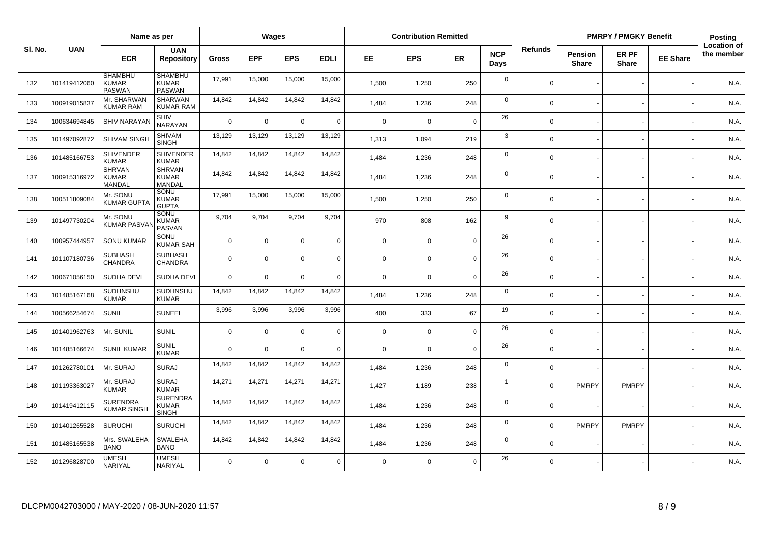| Sl. No. | UAN | Name as per | | Wages | | | | Contribution Remitted | | | | Refunds | PMRPY / PMGKY Benefit | | | Posting Location of the member |
|---|---|---|---|---|---|---|---|---|---|---|---|---|---|---|---|---|
| | | ECR | UAN Repository | Gross | EPF | EPS | EDLI | EE | EPS | ER | NCP Days | | Pension Share | ER PF Share | EE Share | |
| 132 | 101419412060 | SHAMBHU KUMAR PASWAN | SHAMBHU KUMAR PASWAN | 17,991 | 15,000 | 15,000 | 15,000 | 1,500 | 1,250 | 250 | 0 | 0 | - | - | - | N.A. |
| 133 | 100919015837 | Mr. SHARWAN KUMAR RAM | SHARWAN KUMAR RAM | 14,842 | 14,842 | 14,842 | 14,842 | 1,484 | 1,236 | 248 | 0 | 0 | - | - | - | N.A. |
| 134 | 100634694845 | SHIV NARAYAN | SHIV NARAYAN | 0 | 0 | 0 | 0 | 0 | 0 | 0 | 26 | 0 | - | - | - | N.A. |
| 135 | 101497092872 | SHIVAM SINGH | SHIVAM SINGH | 13,129 | 13,129 | 13,129 | 13,129 | 1,313 | 1,094 | 219 | 3 | 0 | - | - | - | N.A. |
| 136 | 101485166753 | SHIVENDER KUMAR | SHIVENDER KUMAR | 14,842 | 14,842 | 14,842 | 14,842 | 1,484 | 1,236 | 248 | 0 | 0 | - | - | - | N.A. |
| 137 | 100915316972 | SHRVAN KUMAR MANDAL | SHRVAN KUMAR MANDAL | 14,842 | 14,842 | 14,842 | 14,842 | 1,484 | 1,236 | 248 | 0 | 0 | - | - | - | N.A. |
| 138 | 100511809084 | Mr. SONU KUMAR GUPTA | SONU KUMAR GUPTA | 17,991 | 15,000 | 15,000 | 15,000 | 1,500 | 1,250 | 250 | 0 | 0 | - | - | - | N.A. |
| 139 | 101497730204 | Mr. SONU KUMAR PASVAN | SONU KUMAR PASVAN | 9,704 | 9,704 | 9,704 | 9,704 | 970 | 808 | 162 | 9 | 0 | - | - | - | N.A. |
| 140 | 100957444957 | SONU KUMAR | SONU KUMAR SAH | 0 | 0 | 0 | 0 | 0 | 0 | 0 | 26 | 0 | - | - | - | N.A. |
| 141 | 101107180736 | SUBHASH CHANDRA | SUBHASH CHANDRA | 0 | 0 | 0 | 0 | 0 | 0 | 0 | 26 | 0 | - | - | - | N.A. |
| 142 | 100671056150 | SUDHA DEVI | SUDHA DEVI | 0 | 0 | 0 | 0 | 0 | 0 | 0 | 26 | 0 | - | - | - | N.A. |
| 143 | 101485167168 | SUDHNSHU KUMAR | SUDHNSHU KUMAR | 14,842 | 14,842 | 14,842 | 14,842 | 1,484 | 1,236 | 248 | 0 | 0 | - | - | - | N.A. |
| 144 | 100566254674 | SUNIL | SUNEEL | 3,996 | 3,996 | 3,996 | 3,996 | 400 | 333 | 67 | 19 | 0 | - | - | - | N.A. |
| 145 | 101401962763 | Mr. SUNIL | SUNIL | 0 | 0 | 0 | 0 | 0 | 0 | 0 | 26 | 0 | - | - | - | N.A. |
| 146 | 101485166674 | SUNIL KUMAR | SUNIL KUMAR | 0 | 0 | 0 | 0 | 0 | 0 | 0 | 26 | 0 | - | - | - | N.A. |
| 147 | 101262780101 | Mr. SURAJ | SURAJ | 14,842 | 14,842 | 14,842 | 14,842 | 1,484 | 1,236 | 248 | 0 | 0 | - | - | - | N.A. |
| 148 | 101193363027 | Mr. SURAJ KUMAR | SURAJ KUMAR | 14,271 | 14,271 | 14,271 | 14,271 | 1,427 | 1,189 | 238 | 1 | 0 | PMRPY | PMRPY | - | N.A. |
| 149 | 101419412115 | SURENDRA KUMAR SINGH | SURENDRA KUMAR SINGH | 14,842 | 14,842 | 14,842 | 14,842 | 1,484 | 1,236 | 248 | 0 | 0 | - | - | - | N.A. |
| 150 | 101401265528 | SURUCHI | SURUCHI | 14,842 | 14,842 | 14,842 | 14,842 | 1,484 | 1,236 | 248 | 0 | 0 | PMRPY | PMRPY | - | N.A. |
| 151 | 101485165538 | Mrs. SWALEHA BANO | SWALEHA BANO | 14,842 | 14,842 | 14,842 | 14,842 | 1,484 | 1,236 | 248 | 0 | 0 | - | - | - | N.A. |
| 152 | 101296828700 | UMESH NARIYAL | UMESH NARIYAL | 0 | 0 | 0 | 0 | 0 | 0 | 0 | 26 | 0 | - | - | - | N.A. |

DLCPM0042703000 / MAY-2020 / 08-JUN-2020 11:57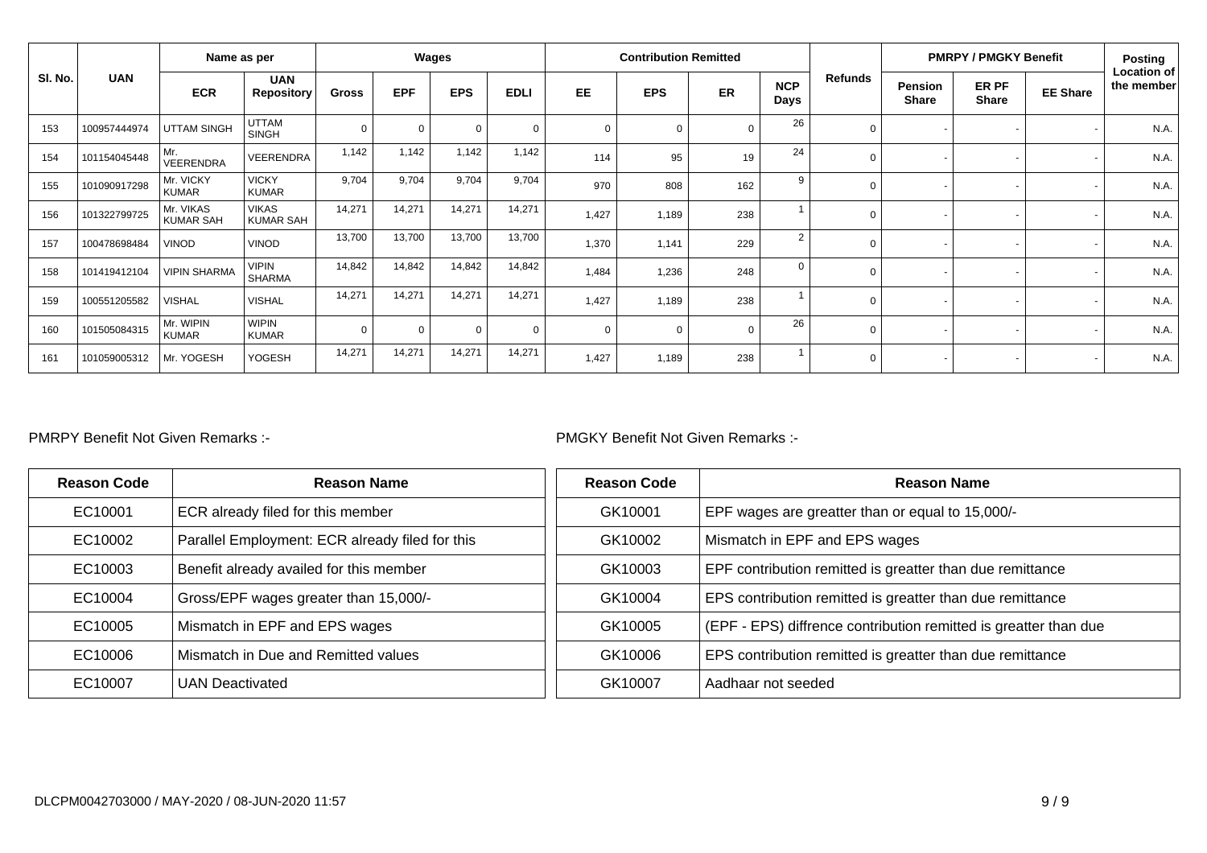| Sl. No. | UAN | Name as per | | Wages | | | | Contribution Remitted | | | | Refunds | PMRPY / PMGKY Benefit | | | Posting Location of the member |
|---|---|---|---|---|---|---|---|---|---|---|---|---|---|---|---|---|
| | | ECR | UAN Repository | Gross | EPF | EPS | EDLI | EE | EPS | ER | NCP Days | | Pension Share | ER PF Share | EE Share | |
| 153 | 100957444974 | UTTAM SINGH | UTTAM SINGH | 0 | 0 | 0 | 0 | 0 | 0 | 0 | 26 | 0 | - | - | - | N.A. |
| 154 | 101154045448 | Mr. VEERENDRA | VEERENDRA | 1,142 | 1,142 | 1,142 | 1,142 | 114 | 95 | 19 | 24 | 0 | - | - | - | N.A. |
| 155 | 101090917298 | Mr. VICKY KUMAR | VICKY KUMAR | 9,704 | 9,704 | 9,704 | 9,704 | 970 | 808 | 162 | 9 | 0 | - | - | - | N.A. |
| 156 | 101322799725 | Mr. VIKAS KUMAR SAH | VIKAS KUMAR SAH | 14,271 | 14,271 | 14,271 | 14,271 | 1,427 | 1,189 | 238 | 1 | 0 | - | - | - | N.A. |
| 157 | 100478698484 | VINOD | VINOD | 13,700 | 13,700 | 13,700 | 13,700 | 1,370 | 1,141 | 229 | 2 | 0 | - | - | - | N.A. |
| 158 | 101419412104 | VIPIN SHARMA | VIPIN SHARMA | 14,842 | 14,842 | 14,842 | 14,842 | 1,484 | 1,236 | 248 | 0 | 0 | - | - | - | N.A. |
| 159 | 100551205582 | VISHAL | VISHAL | 14,271 | 14,271 | 14,271 | 14,271 | 1,427 | 1,189 | 238 | 1 | 0 | - | - | - | N.A. |
| 160 | 101505084315 | Mr. WIPIN KUMAR | WIPIN KUMAR | 0 | 0 | 0 | 0 | 0 | 0 | 0 | 26 | 0 | - | - | - | N.A. |
| 161 | 101059005312 | Mr. YOGESH | YOGESH | 14,271 | 14,271 | 14,271 | 14,271 | 1,427 | 1,189 | 238 | 1 | 0 | - | - | - | N.A. |

PMRPY Benefit Not Given Remarks :-

| Reason Code | Reason Name |
|---|---|
| EC10001 | ECR already filed for this member |
| EC10002 | Parallel Employment: ECR already filed for this |
| EC10003 | Benefit already availed for this member |
| EC10004 | Gross/EPF wages greater than 15,000/- |
| EC10005 | Mismatch in EPF and EPS wages |
| EC10006 | Mismatch in Due and Remitted values |
| EC10007 | UAN Deactivated |

PMGKY Benefit Not Given Remarks :-

| Reason Code | Reason Name |
|---|---|
| GK10001 | EPF wages are greatter than or equal to 15,000/- |
| GK10002 | Mismatch in EPF and EPS wages |
| GK10003 | EPF contribution remitted is greatter than due remittance |
| GK10004 | EPS contribution remitted is greatter than due remittance |
| GK10005 | (EPF - EPS) diffrence contribution remitted is greatter than due |
| GK10006 | EPS contribution remitted is greatter than due remittance |
| GK10007 | Aadhaar not seeded |

DLCPM0042703000 / MAY-2020 / 08-JUN-2020 11:57